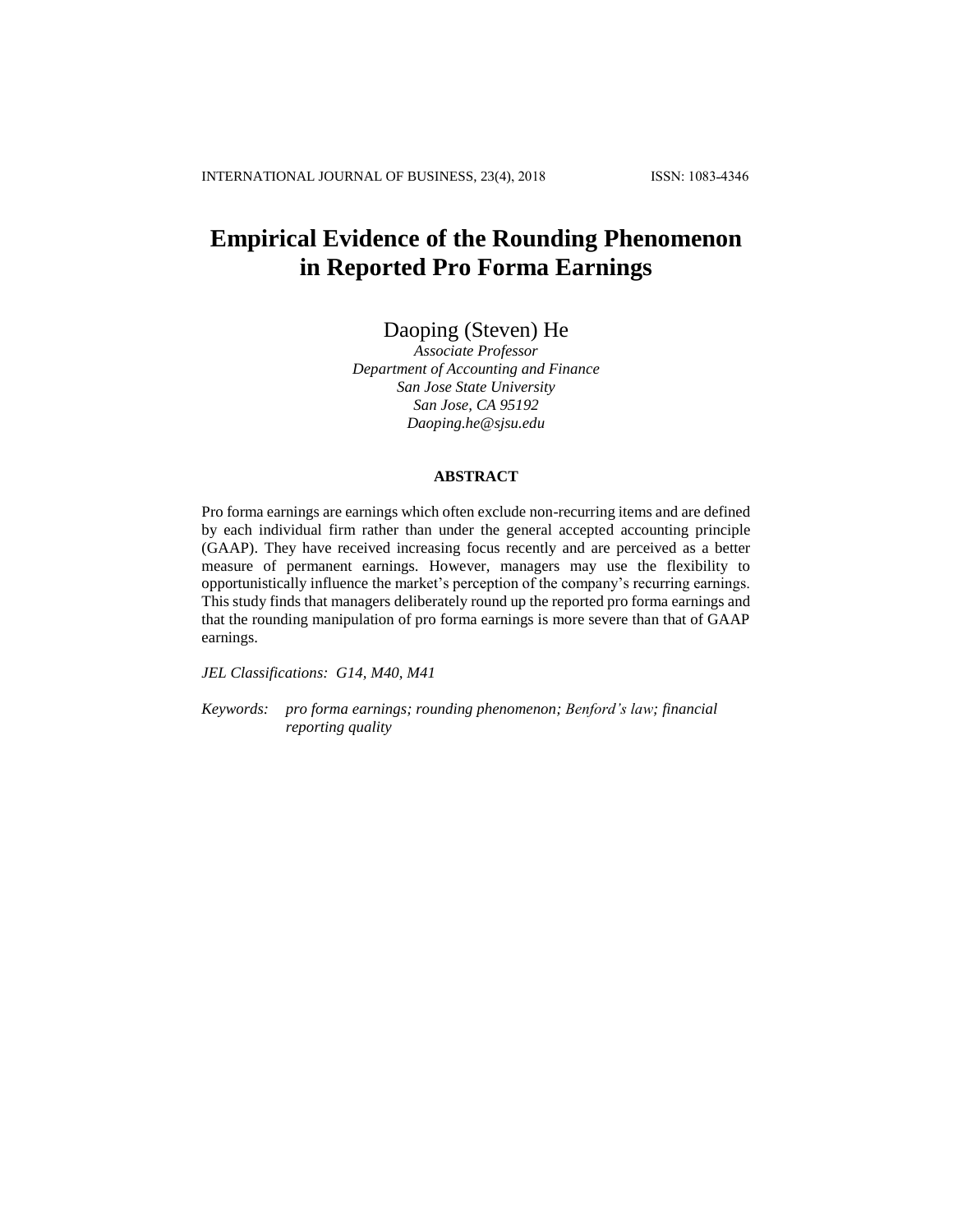# Empirical Evidence of the Rounding Phenomenon in Reported Pro Forma Earnings

Daoping (Steven) He

*Associate Professor*
*Department of Accounting and Finance*
*San Jose State University*
*San Jose, CA 95192*
*Daoping.he@sjsu.edu*

## ABSTRACT

Pro forma earnings are earnings which often exclude non-recurring items and are defined by each individual firm rather than under the general accepted accounting principle (GAAP). They have received increasing focus recently and are perceived as a better measure of permanent earnings. However, managers may use the flexibility to opportunistically influence the market's perception of the company's recurring earnings. This study finds that managers deliberately round up the reported pro forma earnings and that the rounding manipulation of pro forma earnings is more severe than that of GAAP earnings.

*JEL Classifications: G14, M40, M41*

*Keywords: pro forma earnings; rounding phenomenon; Benford's law; financial reporting quality*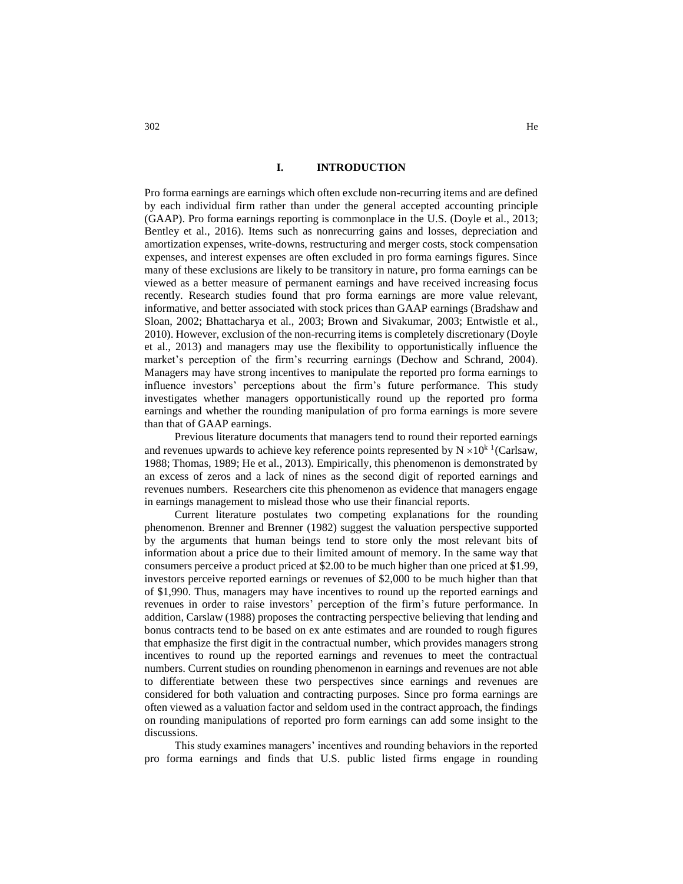## I. INTRODUCTION

Pro forma earnings are earnings which often exclude non-recurring items and are defined by each individual firm rather than under the general accepted accounting principle (GAAP). Pro forma earnings reporting is commonplace in the U.S. (Doyle et al., 2013; Bentley et al., 2016). Items such as nonrecurring gains and losses, depreciation and amortization expenses, write-downs, restructuring and merger costs, stock compensation expenses, and interest expenses are often excluded in pro forma earnings figures. Since many of these exclusions are likely to be transitory in nature, pro forma earnings can be viewed as a better measure of permanent earnings and have received increasing focus recently. Research studies found that pro forma earnings are more value relevant, informative, and better associated with stock prices than GAAP earnings (Bradshaw and Sloan, 2002; Bhattacharya et al., 2003; Brown and Sivakumar, 2003; Entwistle et al., 2010). However, exclusion of the non-recurring items is completely discretionary (Doyle et al., 2013) and managers may use the flexibility to opportunistically influence the market's perception of the firm's recurring earnings (Dechow and Schrand, 2004). Managers may have strong incentives to manipulate the reported pro forma earnings to influence investors' perceptions about the firm's future performance. This study investigates whether managers opportunistically round up the reported pro forma earnings and whether the rounding manipulation of pro forma earnings is more severe than that of GAAP earnings.

Previous literature documents that managers tend to round their reported earnings and revenues upwards to achieve key reference points represented by $N \times 10^{k}$ [1] (Carlsaw, 1988; Thomas, 1989; He et al., 2013). Empirically, this phenomenon is demonstrated by an excess of zeros and a lack of nines as the second digit of reported earnings and revenues numbers. Researchers cite this phenomenon as evidence that managers engage in earnings management to mislead those who use their financial reports.

Current literature postulates two competing explanations for the rounding phenomenon. Brenner and Brenner (1982) suggest the valuation perspective supported by the arguments that human beings tend to store only the most relevant bits of information about a price due to their limited amount of memory. In the same way that consumers perceive a product priced at $2.00 to be much higher than one priced at $1.99, investors perceive reported earnings or revenues of $2,000 to be much higher than that of $1,990. Thus, managers may have incentives to round up the reported earnings and revenues in order to raise investors' perception of the firm's future performance. In addition, Carslaw (1988) proposes the contracting perspective believing that lending and bonus contracts tend to be based on ex ante estimates and are rounded to rough figures that emphasize the first digit in the contractual number, which provides managers strong incentives to round up the reported earnings and revenues to meet the contractual numbers. Current studies on rounding phenomenon in earnings and revenues are not able to differentiate between these two perspectives since earnings and revenues are considered for both valuation and contracting purposes. Since pro forma earnings are often viewed as a valuation factor and seldom used in the contract approach, the findings on rounding manipulations of reported pro form earnings can add some insight to the discussions.

This study examines managers' incentives and rounding behaviors in the reported pro forma earnings and finds that U.S. public listed firms engage in rounding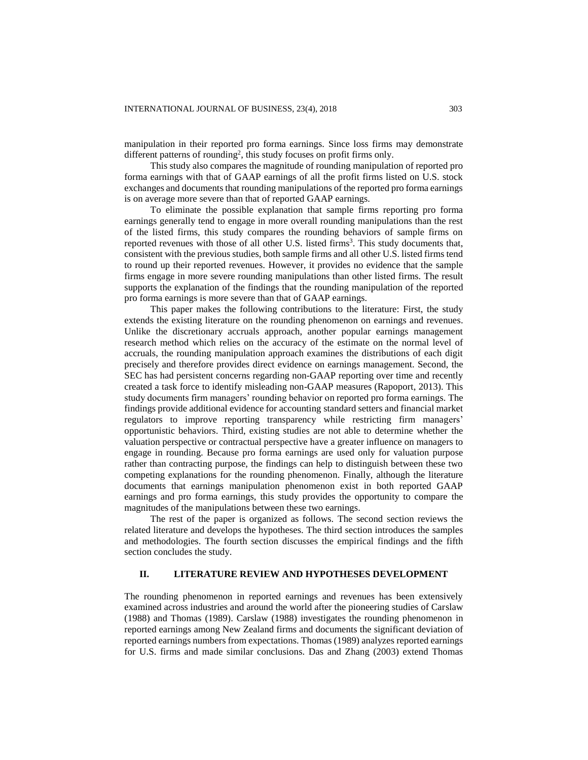manipulation in their reported pro forma earnings. Since loss firms may demonstrate different patterns of rounding[2], this study focuses on profit firms only.

This study also compares the magnitude of rounding manipulation of reported pro forma earnings with that of GAAP earnings of all the profit firms listed on U.S. stock exchanges and documents that rounding manipulations of the reported pro forma earnings is on average more severe than that of reported GAAP earnings.

To eliminate the possible explanation that sample firms reporting pro forma earnings generally tend to engage in more overall rounding manipulations than the rest of the listed firms, this study compares the rounding behaviors of sample firms on reported revenues with those of all other U.S. listed firms[3]. This study documents that, consistent with the previous studies, both sample firms and all other U.S. listed firms tend to round up their reported revenues. However, it provides no evidence that the sample firms engage in more severe rounding manipulations than other listed firms. The result supports the explanation of the findings that the rounding manipulation of the reported pro forma earnings is more severe than that of GAAP earnings.

This paper makes the following contributions to the literature: First, the study extends the existing literature on the rounding phenomenon on earnings and revenues. Unlike the discretionary accruals approach, another popular earnings management research method which relies on the accuracy of the estimate on the normal level of accruals, the rounding manipulation approach examines the distributions of each digit precisely and therefore provides direct evidence on earnings management. Second, the SEC has had persistent concerns regarding non-GAAP reporting over time and recently created a task force to identify misleading non-GAAP measures (Rapoport, 2013). This study documents firm managers' rounding behavior on reported pro forma earnings. The findings provide additional evidence for accounting standard setters and financial market regulators to improve reporting transparency while restricting firm managers' opportunistic behaviors. Third, existing studies are not able to determine whether the valuation perspective or contractual perspective have a greater influence on managers to engage in rounding. Because pro forma earnings are used only for valuation purpose rather than contracting purpose, the findings can help to distinguish between these two competing explanations for the rounding phenomenon. Finally, although the literature documents that earnings manipulation phenomenon exist in both reported GAAP earnings and pro forma earnings, this study provides the opportunity to compare the magnitudes of the manipulations between these two earnings.

The rest of the paper is organized as follows. The second section reviews the related literature and develops the hypotheses. The third section introduces the samples and methodologies. The fourth section discusses the empirical findings and the fifth section concludes the study.

## II. LITERATURE REVIEW AND HYPOTHESES DEVELOPMENT

The rounding phenomenon in reported earnings and revenues has been extensively examined across industries and around the world after the pioneering studies of Carslaw (1988) and Thomas (1989). Carslaw (1988) investigates the rounding phenomenon in reported earnings among New Zealand firms and documents the significant deviation of reported earnings numbers from expectations. Thomas (1989) analyzes reported earnings for U.S. firms and made similar conclusions. Das and Zhang (2003) extend Thomas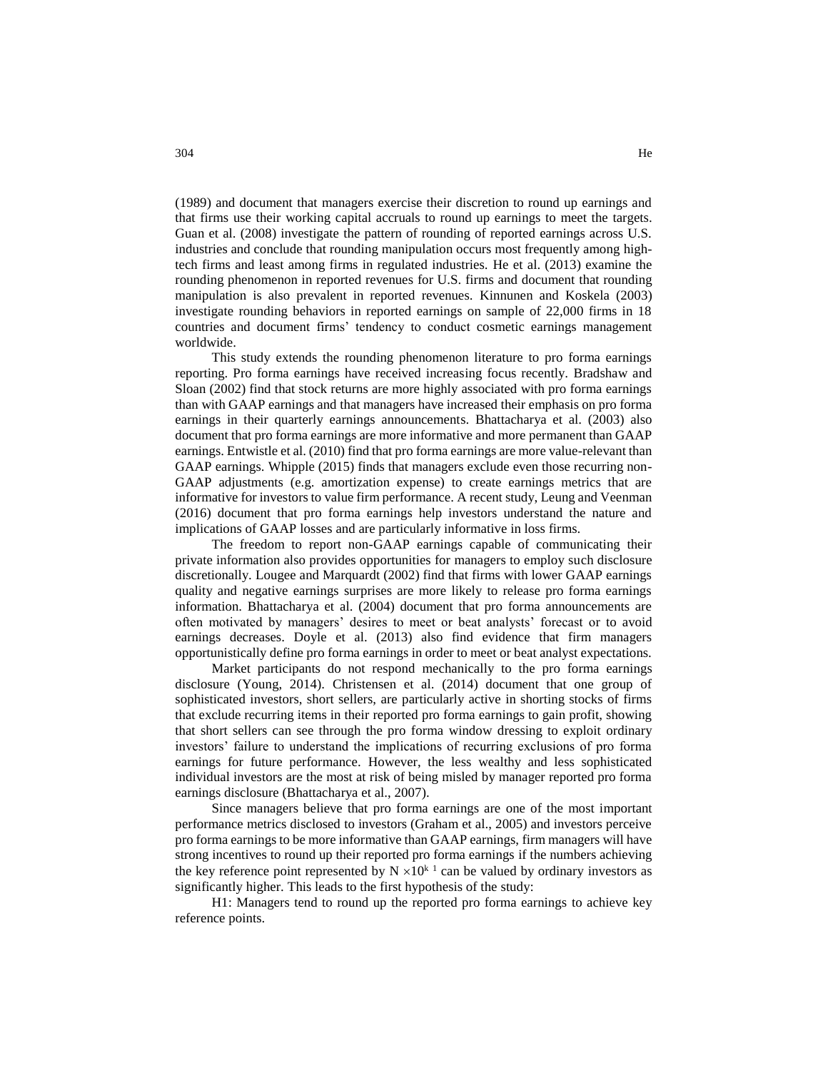(1989) and document that managers exercise their discretion to round up earnings and that firms use their working capital accruals to round up earnings to meet the targets. Guan et al. (2008) investigate the pattern of rounding of reported earnings across U.S. industries and conclude that rounding manipulation occurs most frequently among high-tech firms and least among firms in regulated industries. He et al. (2013) examine the rounding phenomenon in reported revenues for U.S. firms and document that rounding manipulation is also prevalent in reported revenues. Kinnunen and Koskela (2003) investigate rounding behaviors in reported earnings on sample of 22,000 firms in 18 countries and document firms' tendency to conduct cosmetic earnings management worldwide.

This study extends the rounding phenomenon literature to pro forma earnings reporting. Pro forma earnings have received increasing focus recently. Bradshaw and Sloan (2002) find that stock returns are more highly associated with pro forma earnings than with GAAP earnings and that managers have increased their emphasis on pro forma earnings in their quarterly earnings announcements. Bhattacharya et al. (2003) also document that pro forma earnings are more informative and more permanent than GAAP earnings. Entwistle et al. (2010) find that pro forma earnings are more value-relevant than GAAP earnings. Whipple (2015) finds that managers exclude even those recurring non-GAAP adjustments (e.g. amortization expense) to create earnings metrics that are informative for investors to value firm performance. A recent study, Leung and Veenman (2016) document that pro forma earnings help investors understand the nature and implications of GAAP losses and are particularly informative in loss firms.

The freedom to report non-GAAP earnings capable of communicating their private information also provides opportunities for managers to employ such disclosure discretionally. Lougee and Marquardt (2002) find that firms with lower GAAP earnings quality and negative earnings surprises are more likely to release pro forma earnings information. Bhattacharya et al. (2004) document that pro forma announcements are often motivated by managers' desires to meet or beat analysts' forecast or to avoid earnings decreases. Doyle et al. (2013) also find evidence that firm managers opportunistically define pro forma earnings in order to meet or beat analyst expectations.

Market participants do not respond mechanically to the pro forma earnings disclosure (Young, 2014). Christensen et al. (2014) document that one group of sophisticated investors, short sellers, are particularly active in shorting stocks of firms that exclude recurring items in their reported pro forma earnings to gain profit, showing that short sellers can see through the pro forma window dressing to exploit ordinary investors' failure to understand the implications of recurring exclusions of pro forma earnings for future performance. However, the less wealthy and less sophisticated individual investors are the most at risk of being misled by manager reported pro forma earnings disclosure (Bhattacharya et al., 2007).

Since managers believe that pro forma earnings are one of the most important performance metrics disclosed to investors (Graham et al., 2005) and investors perceive pro forma earnings to be more informative than GAAP earnings, firm managers will have strong incentives to round up their reported pro forma earnings if the numbers achieving the key reference point represented by $N \times 10^{k}$ [1] can be valued by ordinary investors as significantly higher. This leads to the first hypothesis of the study:

H1: Managers tend to round up the reported pro forma earnings to achieve key reference points.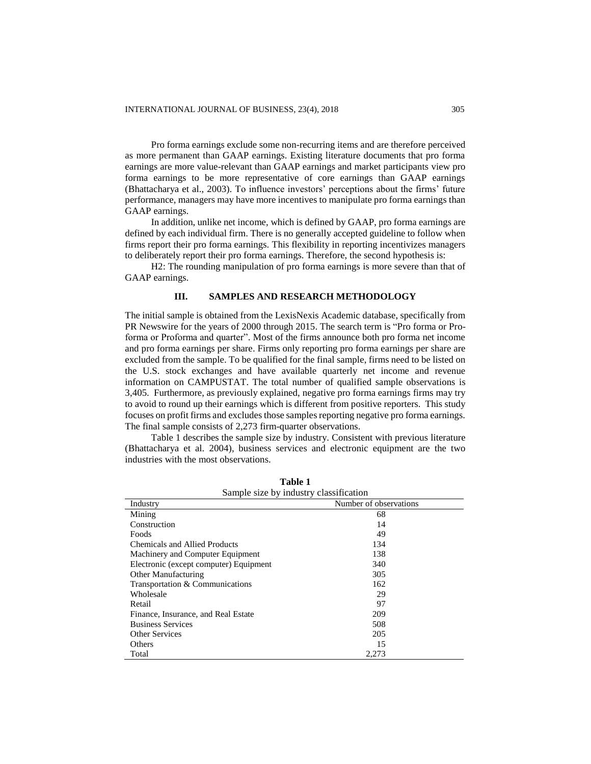Pro forma earnings exclude some non-recurring items and are therefore perceived as more permanent than GAAP earnings. Existing literature documents that pro forma earnings are more value-relevant than GAAP earnings and market participants view pro forma earnings to be more representative of core earnings than GAAP earnings (Bhattacharya et al., 2003). To influence investors' perceptions about the firms' future performance, managers may have more incentives to manipulate pro forma earnings than GAAP earnings.

In addition, unlike net income, which is defined by GAAP, pro forma earnings are defined by each individual firm. There is no generally accepted guideline to follow when firms report their pro forma earnings. This flexibility in reporting incentivizes managers to deliberately report their pro forma earnings. Therefore, the second hypothesis is:

H2: The rounding manipulation of pro forma earnings is more severe than that of GAAP earnings.

## III. SAMPLES AND RESEARCH METHODOLOGY

The initial sample is obtained from the LexisNexis Academic database, specifically from PR Newswire for the years of 2000 through 2015. The search term is "Pro forma or Pro-forma or Proforma and quarter". Most of the firms announce both pro forma net income and pro forma earnings per share. Firms only reporting pro forma earnings per share are excluded from the sample. To be qualified for the final sample, firms need to be listed on the U.S. stock exchanges and have available quarterly net income and revenue information on CAMPUSTAT. The total number of qualified sample observations is 3,405. Furthermore, as previously explained, negative pro forma earnings firms may try to avoid to round up their earnings which is different from positive reporters. This study focuses on profit firms and excludes those samples reporting negative pro forma earnings. The final sample consists of 2,273 firm-quarter observations.

Table 1 describes the sample size by industry. Consistent with previous literature (Bhattacharya et al. 2004), business services and electronic equipment are the two industries with the most observations.

**Table 1**
Sample size by industry classification

| Industry | Number of observations |
|---|---|
| Mining | 68 |
| Construction | 14 |
| Foods | 49 |
| Chemicals and Allied Products | 134 |
| Machinery and Computer Equipment | 138 |
| Electronic (except computer) Equipment | 340 |
| Other Manufacturing | 305 |
| Transportation & Communications | 162 |
| Wholesale | 29 |
| Retail | 97 |
| Finance, Insurance, and Real Estate | 209 |
| Business Services | 508 |
| Other Services | 205 |
| Others | 15 |
| Total | 2,273 |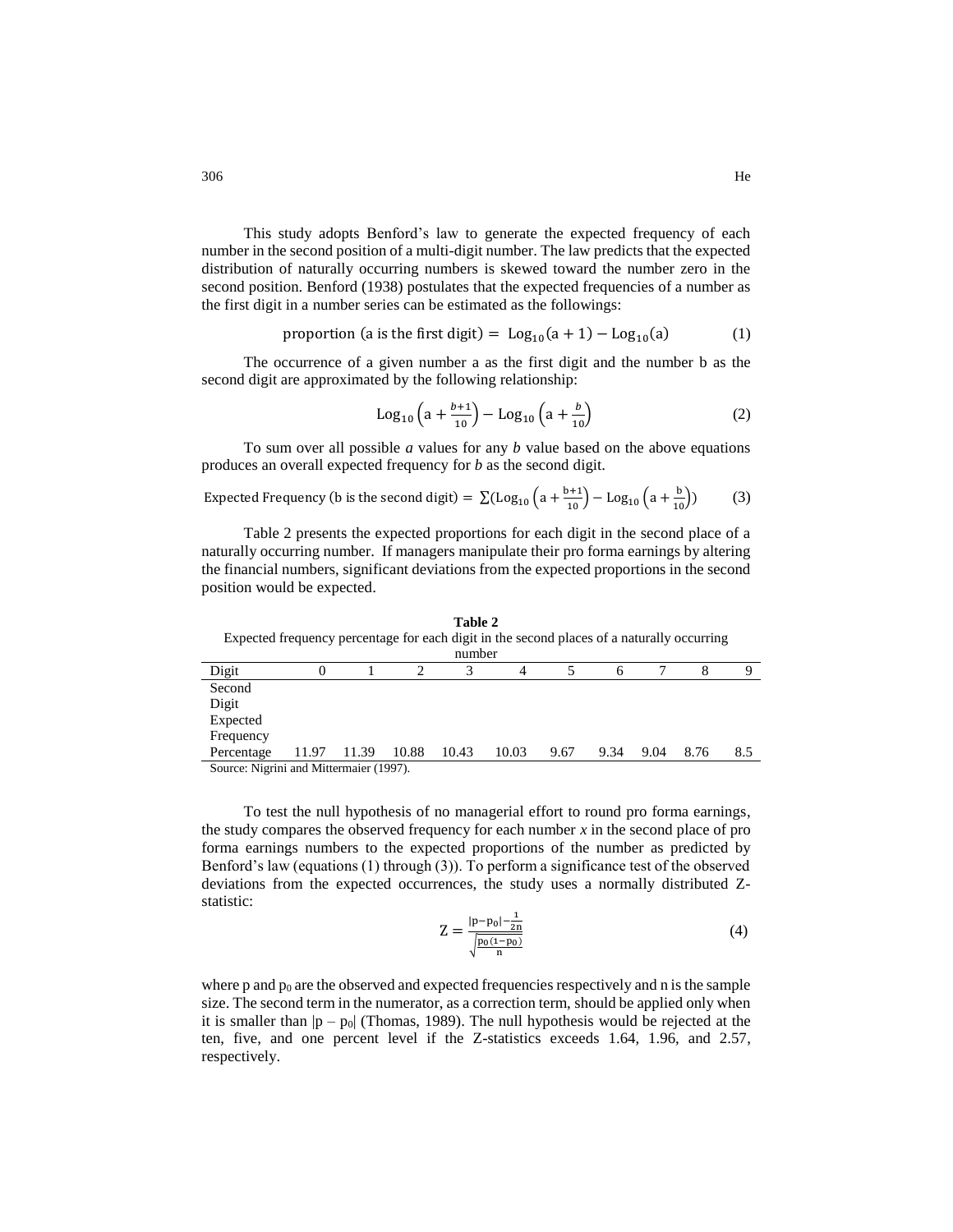This study adopts Benford's law to generate the expected frequency of each number in the second position of a multi-digit number. The law predicts that the expected distribution of naturally occurring numbers is skewed toward the number zero in the second position. Benford (1938) postulates that the expected frequencies of a number as the first digit in a number series can be estimated as the followings:

$$\text{proportion (a is the first digit)} = \text{Log}_{10}(\text{a}+1) - \text{Log}_{10}(\text{a}) \tag{1}$$

The occurrence of a given number a as the first digit and the number b as the second digit are approximated by the following relationship:

$$\text{Log}_{10}\left(\text{a}+\frac{b+1}{10}\right) - \text{Log}_{10}\left(\text{a}+\frac{b}{10}\right) \tag{2}$$

To sum over all possible *a* values for any *b* value based on the above equations produces an overall expected frequency for *b* as the second digit.

$$\text{Expected Frequency (b is the second digit)} = \sum\left(\text{Log}_{10}\left(\text{a}+\frac{\text{b}+1}{10}\right) - \text{Log}_{10}\left(\text{a}+\frac{\text{b}}{10}\right)\right) \tag{3}$$

Table 2 presents the expected proportions for each digit in the second place of a naturally occurring number. If managers manipulate their pro forma earnings by altering the financial numbers, significant deviations from the expected proportions in the second position would be expected.

**Table 2**

Expected frequency percentage for each digit in the second places of a naturally occurring number

| Digit | 0 | 1 | 2 | 3 | 4 | 5 | 6 | 7 | 8 | 9 |
|---|---|---|---|---|---|---|---|---|---|---|
| Second Digit Expected Frequency Percentage | 11.97 | 11.39 | 10.88 | 10.43 | 10.03 | 9.67 | 9.34 | 9.04 | 8.76 | 8.5 |

Source: Nigrini and Mittermaier (1997).

To test the null hypothesis of no managerial effort to round pro forma earnings, the study compares the observed frequency for each number *x* in the second place of pro forma earnings numbers to the expected proportions of the number as predicted by Benford's law (equations (1) through (3)). To perform a significance test of the observed deviations from the expected occurrences, the study uses a normally distributed Z-statistic:

$$\text{Z} = \frac{|\text{p}-\text{p}_0| - \frac{1}{2\text{n}}}{\sqrt{\frac{\text{p}_0(1-\text{p}_0)}{\text{n}}}} \tag{4}$$

where p and $p_0$ are the observed and expected frequencies respectively and n is the sample size. The second term in the numerator, as a correction term, should be applied only when it is smaller than $|p - p_0|$ (Thomas, 1989). The null hypothesis would be rejected at the ten, five, and one percent level if the Z-statistics exceeds 1.64, 1.96, and 2.57, respectively.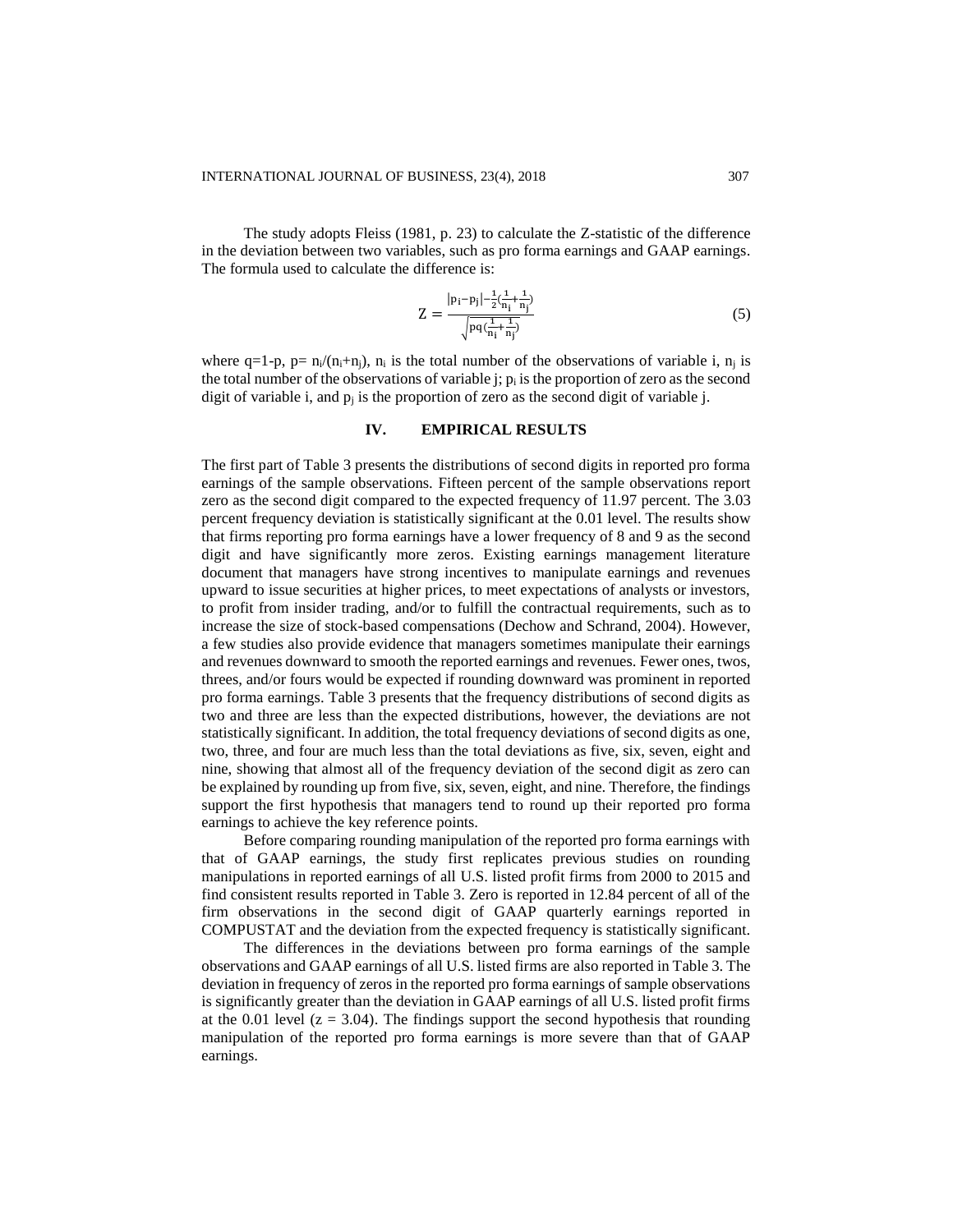The study adopts Fleiss (1981, p. 23) to calculate the Z-statistic of the difference in the deviation between two variables, such as pro forma earnings and GAAP earnings. The formula used to calculate the difference is:

$$Z = \frac{|p_i - p_j| - \frac{1}{2}(\frac{1}{n_i} + \frac{1}{n_j})}{\sqrt{pq(\frac{1}{n_i} + \frac{1}{n_j})}} \tag{5}$$

where $q=1-p$, $p= n_i/(n_i+n_j)$, $n_i$ is the total number of the observations of variable i, $n_j$ is the total number of the observations of variable j; $p_i$ is the proportion of zero as the second digit of variable i, and $p_j$ is the proportion of zero as the second digit of variable j.

## IV. EMPIRICAL RESULTS

The first part of Table 3 presents the distributions of second digits in reported pro forma earnings of the sample observations. Fifteen percent of the sample observations report zero as the second digit compared to the expected frequency of 11.97 percent. The 3.03 percent frequency deviation is statistically significant at the 0.01 level. The results show that firms reporting pro forma earnings have a lower frequency of 8 and 9 as the second digit and have significantly more zeros. Existing earnings management literature document that managers have strong incentives to manipulate earnings and revenues upward to issue securities at higher prices, to meet expectations of analysts or investors, to profit from insider trading, and/or to fulfill the contractual requirements, such as to increase the size of stock-based compensations (Dechow and Schrand, 2004). However, a few studies also provide evidence that managers sometimes manipulate their earnings and revenues downward to smooth the reported earnings and revenues. Fewer ones, twos, threes, and/or fours would be expected if rounding downward was prominent in reported pro forma earnings. Table 3 presents that the frequency distributions of second digits as two and three are less than the expected distributions, however, the deviations are not statistically significant. In addition, the total frequency deviations of second digits as one, two, three, and four are much less than the total deviations as five, six, seven, eight and nine, showing that almost all of the frequency deviation of the second digit as zero can be explained by rounding up from five, six, seven, eight, and nine. Therefore, the findings support the first hypothesis that managers tend to round up their reported pro forma earnings to achieve the key reference points.

Before comparing rounding manipulation of the reported pro forma earnings with that of GAAP earnings, the study first replicates previous studies on rounding manipulations in reported earnings of all U.S. listed profit firms from 2000 to 2015 and find consistent results reported in Table 3. Zero is reported in 12.84 percent of all of the firm observations in the second digit of GAAP quarterly earnings reported in COMPUSTAT and the deviation from the expected frequency is statistically significant.

The differences in the deviations between pro forma earnings of the sample observations and GAAP earnings of all U.S. listed firms are also reported in Table 3. The deviation in frequency of zeros in the reported pro forma earnings of sample observations is significantly greater than the deviation in GAAP earnings of all U.S. listed profit firms at the 0.01 level ($z = 3.04$). The findings support the second hypothesis that rounding manipulation of the reported pro forma earnings is more severe than that of GAAP earnings.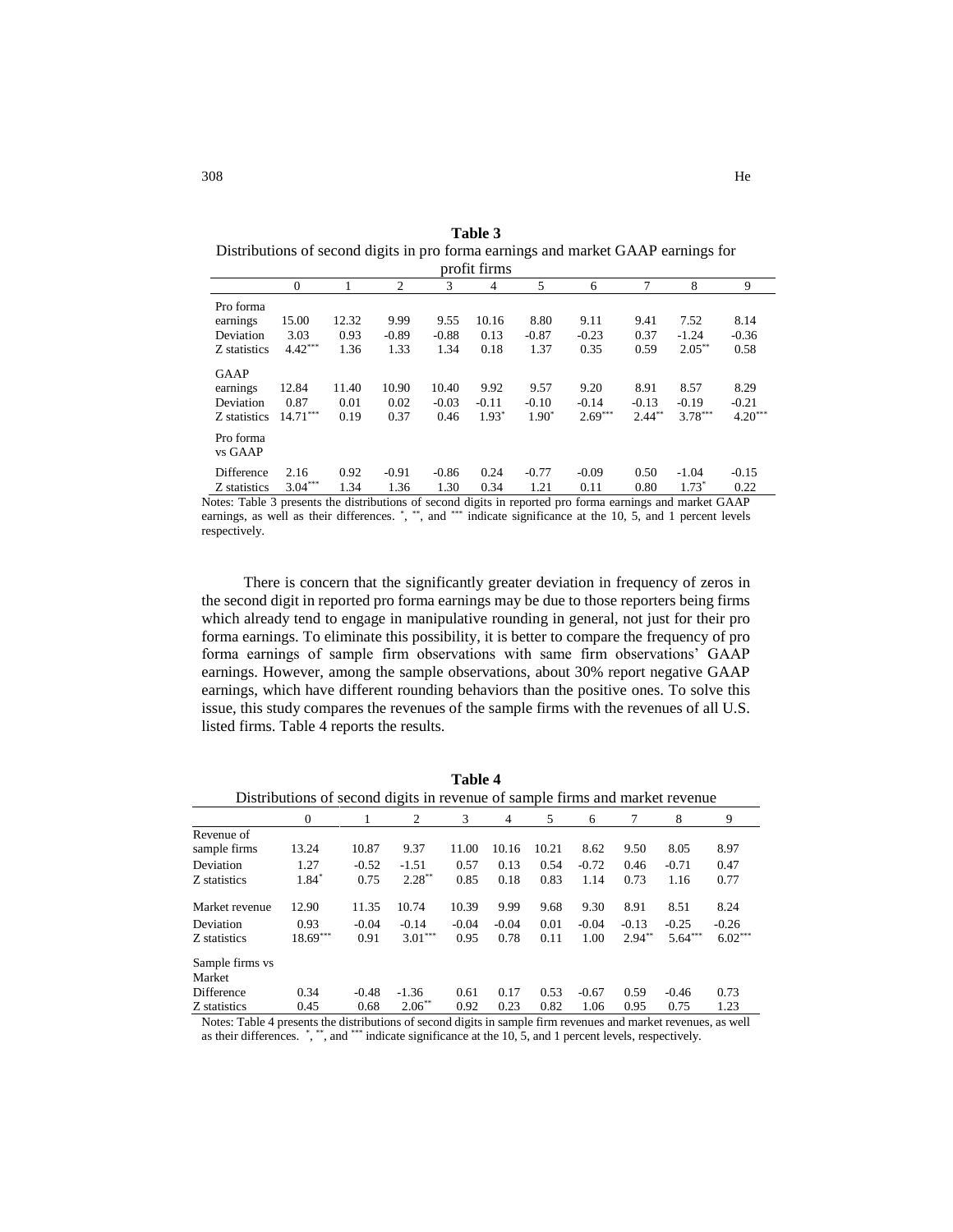**Table 3**
Distributions of second digits in pro forma earnings and market GAAP earnings for profit firms

| | 0 | 1 | 2 | 3 | 4 | 5 | 6 | 7 | 8 | 9 |
|---|---|---|---|---|---|---|---|---|---|---|
| Pro forma earnings | 15.00 | 12.32 | 9.99 | 9.55 | 10.16 | 8.80 | 9.11 | 9.41 | 7.52 | 8.14 |
| Deviation | 3.03 | 0.93 | -0.89 | -0.88 | 0.13 | -0.87 | -0.23 | 0.37 | -1.24 | -0.36 |
| Z statistics | 4.42*** | 1.36 | 1.33 | 1.34 | 0.18 | 1.37 | 0.35 | 0.59 | 2.05** | 0.58 |
| GAAP earnings | 12.84 | 11.40 | 10.90 | 10.40 | 9.92 | 9.57 | 9.20 | 8.91 | 8.57 | 8.29 |
| Deviation | 0.87 | 0.01 | 0.02 | -0.03 | -0.11 | -0.10 | -0.14 | -0.13 | -0.19 | -0.21 |
| Z statistics | 14.71*** | 0.19 | 0.37 | 0.46 | 1.93* | 1.90* | 2.69*** | 2.44** | 3.78*** | 4.20*** |
| Pro forma vs GAAP | | | | | | | | | | |
| Difference | 2.16 | 0.92 | -0.91 | -0.86 | 0.24 | -0.77 | -0.09 | 0.50 | -1.04 | -0.15 |
| Z statistics | 3.04*** | 1.34 | 1.36 | 1.30 | 0.34 | 1.21 | 0.11 | 0.80 | 1.73* | 0.22 |

Notes: Table 3 presents the distributions of second digits in reported pro forma earnings and market GAAP earnings, as well as their differences. *, **, and *** indicate significance at the 10, 5, and 1 percent levels respectively.

There is concern that the significantly greater deviation in frequency of zeros in the second digit in reported pro forma earnings may be due to those reporters being firms which already tend to engage in manipulative rounding in general, not just for their pro forma earnings. To eliminate this possibility, it is better to compare the frequency of pro forma earnings of sample firm observations with same firm observations' GAAP earnings. However, among the sample observations, about 30% report negative GAAP earnings, which have different rounding behaviors than the positive ones. To solve this issue, this study compares the revenues of the sample firms with the revenues of all U.S. listed firms. Table 4 reports the results.

**Table 4**
Distributions of second digits in revenue of sample firms and market revenue

| | 0 | 1 | 2 | 3 | 4 | 5 | 6 | 7 | 8 | 9 |
|---|---|---|---|---|---|---|---|---|---|---|
| Revenue of sample firms | 13.24 | 10.87 | 9.37 | 11.00 | 10.16 | 10.21 | 8.62 | 9.50 | 8.05 | 8.97 |
| Deviation | 1.27 | -0.52 | -1.51 | 0.57 | 0.13 | 0.54 | -0.72 | 0.46 | -0.71 | 0.47 |
| Z statistics | 1.84* | 0.75 | 2.28** | 0.85 | 0.18 | 0.83 | 1.14 | 0.73 | 1.16 | 0.77 |
| Market revenue | 12.90 | 11.35 | 10.74 | 10.39 | 9.99 | 9.68 | 9.30 | 8.91 | 8.51 | 8.24 |
| Deviation | 0.93 | -0.04 | -0.14 | -0.04 | -0.04 | 0.01 | -0.04 | -0.13 | -0.25 | -0.26 |
| Z statistics | 18.69*** | 0.91 | 3.01*** | 0.95 | 0.78 | 0.11 | 1.00 | 2.94** | 5.64*** | 6.02*** |
| Sample firms vs Market | | | | | | | | | | |
| Difference | 0.34 | -0.48 | -1.36 | 0.61 | 0.17 | 0.53 | -0.67 | 0.59 | -0.46 | 0.73 |
| Z statistics | 0.45 | 0.68 | 2.06** | 0.92 | 0.23 | 0.82 | 1.06 | 0.95 | 0.75 | 1.23 |

Notes: Table 4 presents the distributions of second digits in sample firm revenues and market revenues, as well as their differences. *, **, and *** indicate significance at the 10, 5, and 1 percent levels, respectively.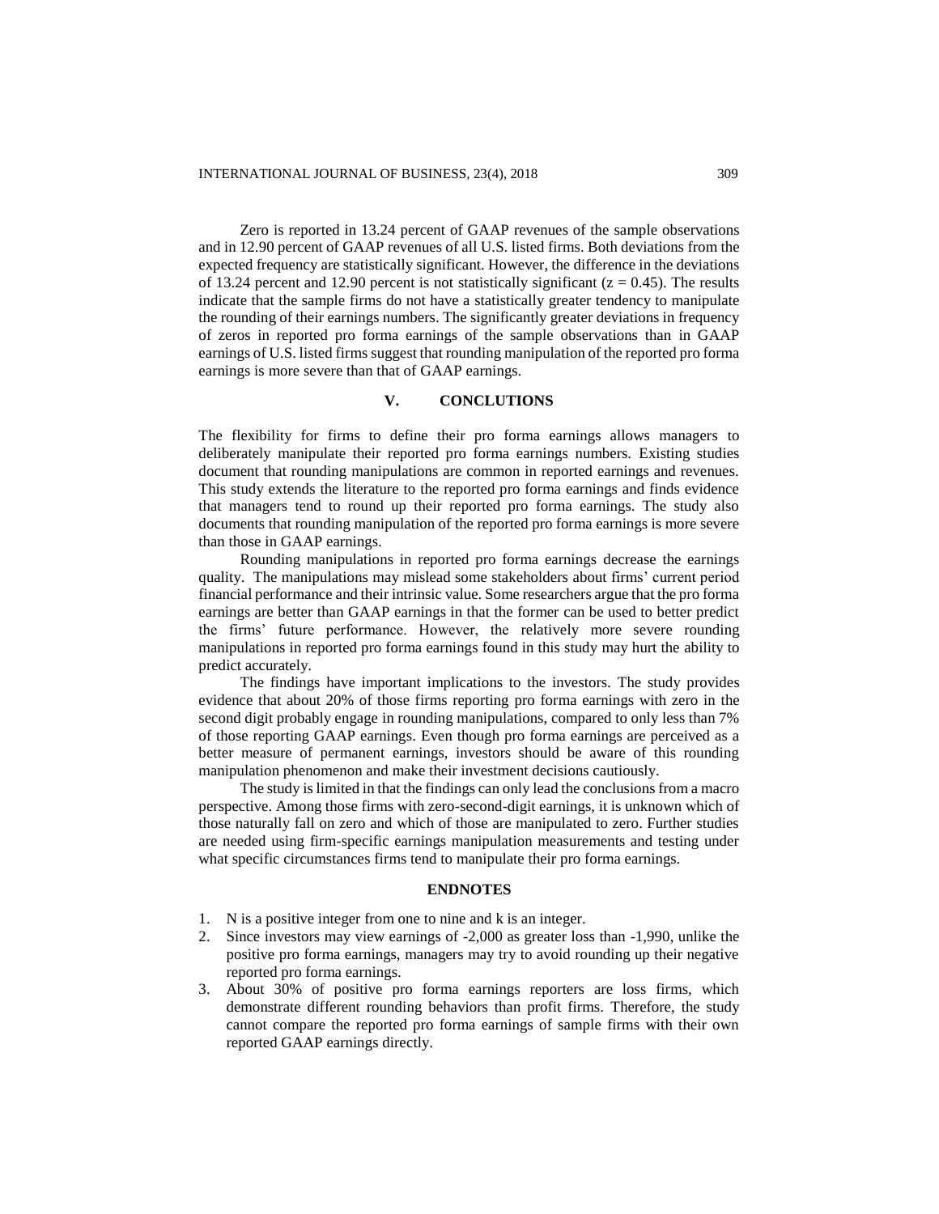Zero is reported in 13.24 percent of GAAP revenues of the sample observations and in 12.90 percent of GAAP revenues of all U.S. listed firms. Both deviations from the expected frequency are statistically significant. However, the difference in the deviations of 13.24 percent and 12.90 percent is not statistically significant ($z = 0.45$). The results indicate that the sample firms do not have a statistically greater tendency to manipulate the rounding of their earnings numbers. The significantly greater deviations in frequency of zeros in reported pro forma earnings of the sample observations than in GAAP earnings of U.S. listed firms suggest that rounding manipulation of the reported pro forma earnings is more severe than that of GAAP earnings.

## V. CONCLUTIONS

The flexibility for firms to define their pro forma earnings allows managers to deliberately manipulate their reported pro forma earnings numbers. Existing studies document that rounding manipulations are common in reported earnings and revenues. This study extends the literature to the reported pro forma earnings and finds evidence that managers tend to round up their reported pro forma earnings. The study also documents that rounding manipulation of the reported pro forma earnings is more severe than those in GAAP earnings.

Rounding manipulations in reported pro forma earnings decrease the earnings quality. The manipulations may mislead some stakeholders about firms' current period financial performance and their intrinsic value. Some researchers argue that the pro forma earnings are better than GAAP earnings in that the former can be used to better predict the firms' future performance. However, the relatively more severe rounding manipulations in reported pro forma earnings found in this study may hurt the ability to predict accurately.

The findings have important implications to the investors. The study provides evidence that about 20% of those firms reporting pro forma earnings with zero in the second digit probably engage in rounding manipulations, compared to only less than 7% of those reporting GAAP earnings. Even though pro forma earnings are perceived as a better measure of permanent earnings, investors should be aware of this rounding manipulation phenomenon and make their investment decisions cautiously.

The study is limited in that the findings can only lead the conclusions from a macro perspective. Among those firms with zero-second-digit earnings, it is unknown which of those naturally fall on zero and which of those are manipulated to zero. Further studies are needed using firm-specific earnings manipulation measurements and testing under what specific circumstances firms tend to manipulate their pro forma earnings.

### ENDNOTES

1. N is a positive integer from one to nine and k is an integer.
2. Since investors may view earnings of -2,000 as greater loss than -1,990, unlike the positive pro forma earnings, managers may try to avoid rounding up their negative reported pro forma earnings.
3. About 30% of positive pro forma earnings reporters are loss firms, which demonstrate different rounding behaviors than profit firms. Therefore, the study cannot compare the reported pro forma earnings of sample firms with their own reported GAAP earnings directly.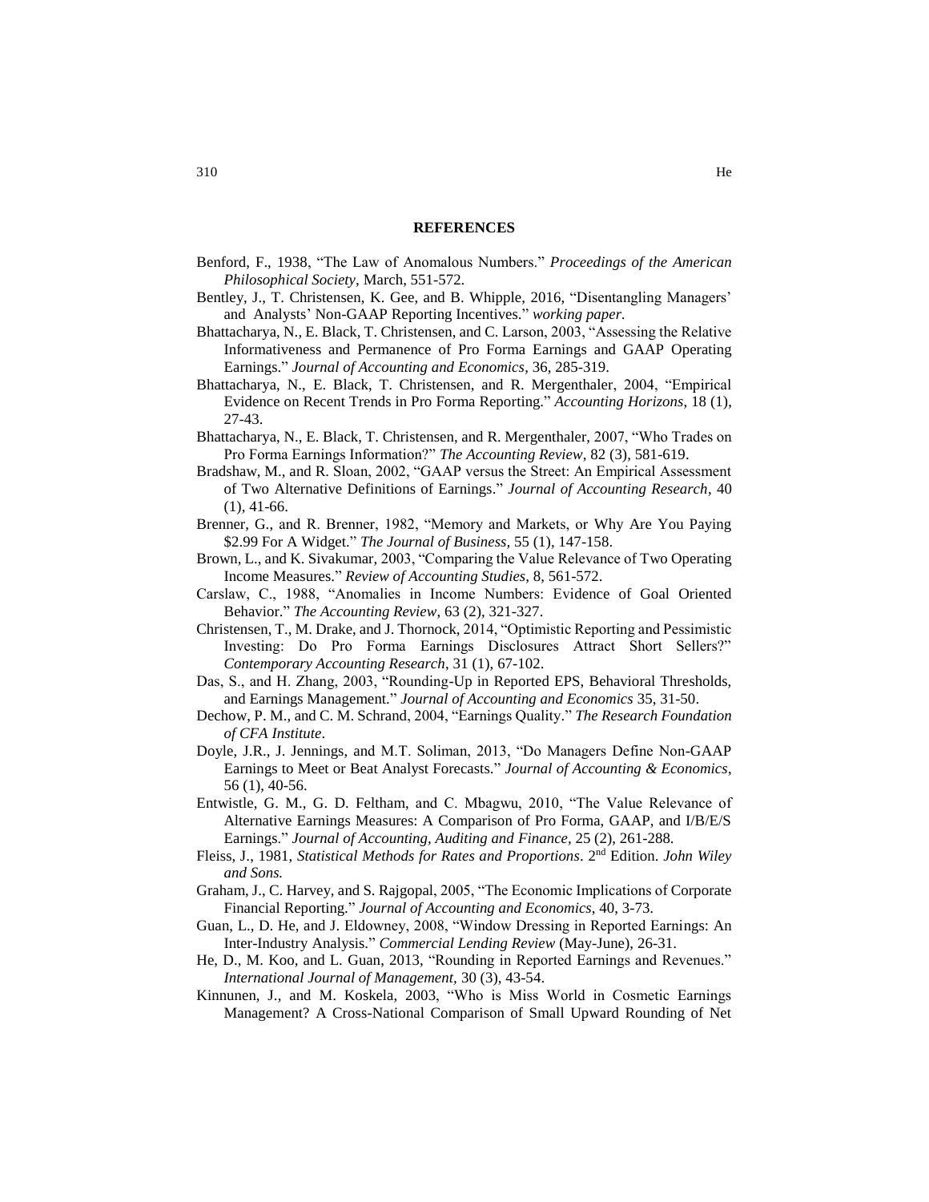## REFERENCES

Benford, F., 1938, "The Law of Anomalous Numbers." *Proceedings of the American Philosophical Society*, March, 551-572.

Bentley, J., T. Christensen, K. Gee, and B. Whipple, 2016, "Disentangling Managers' and Analysts' Non-GAAP Reporting Incentives." *working paper*.

Bhattacharya, N., E. Black, T. Christensen, and C. Larson, 2003, "Assessing the Relative Informativeness and Permanence of Pro Forma Earnings and GAAP Operating Earnings." *Journal of Accounting and Economics*, 36, 285-319.

Bhattacharya, N., E. Black, T. Christensen, and R. Mergenthaler, 2004, "Empirical Evidence on Recent Trends in Pro Forma Reporting." *Accounting Horizons*, 18 (1), 27-43.

Bhattacharya, N., E. Black, T. Christensen, and R. Mergenthaler, 2007, "Who Trades on Pro Forma Earnings Information?" *The Accounting Review*, 82 (3), 581-619.

Bradshaw, M., and R. Sloan, 2002, "GAAP versus the Street: An Empirical Assessment of Two Alternative Definitions of Earnings." *Journal of Accounting Research*, 40 (1), 41-66.

Brenner, G., and R. Brenner, 1982, "Memory and Markets, or Why Are You Paying $2.99 For A Widget." *The Journal of Business,* 55 (1), 147-158.

Brown, L., and K. Sivakumar, 2003, "Comparing the Value Relevance of Two Operating Income Measures." *Review of Accounting Studies*, 8, 561-572.

Carslaw, C., 1988, "Anomalies in Income Numbers: Evidence of Goal Oriented Behavior." *The Accounting Review*, 63 (2), 321-327.

Christensen, T., M. Drake, and J. Thornock, 2014, "Optimistic Reporting and Pessimistic Investing: Do Pro Forma Earnings Disclosures Attract Short Sellers?" *Contemporary Accounting Research,* 31 (1), 67-102.

Das, S., and H. Zhang, 2003, "Rounding-Up in Reported EPS, Behavioral Thresholds, and Earnings Management." *Journal of Accounting and Economics* 35, 31-50.

Dechow, P. M., and C. M. Schrand, 2004, "Earnings Quality." *The Research Foundation of CFA Institute*.

Doyle, J.R., J. Jennings, and M.T. Soliman, 2013, "Do Managers Define Non-GAAP Earnings to Meet or Beat Analyst Forecasts." *Journal of Accounting & Economics*, 56 (1), 40-56.

Entwistle, G. M., G. D. Feltham, and C. Mbagwu, 2010, "The Value Relevance of Alternative Earnings Measures: A Comparison of Pro Forma, GAAP, and I/B/E/S Earnings." *Journal of Accounting, Auditing and Finance*, 25 (2), 261-288.

Fleiss, J., 1981, *Statistical Methods for Rates and Proportions*. 2nd Edition. *John Wiley and Sons.*

Graham, J., C. Harvey, and S. Rajgopal, 2005, "The Economic Implications of Corporate Financial Reporting." *Journal of Accounting and Economics*, 40, 3-73.

Guan, L., D. He, and J. Eldowney, 2008, "Window Dressing in Reported Earnings: An Inter-Industry Analysis." *Commercial Lending Review* (May-June), 26-31.

He, D., M. Koo, and L. Guan, 2013, "Rounding in Reported Earnings and Revenues." *International Journal of Management*, 30 (3), 43-54.

Kinnunen, J., and M. Koskela, 2003, "Who is Miss World in Cosmetic Earnings Management? A Cross-National Comparison of Small Upward Rounding of Net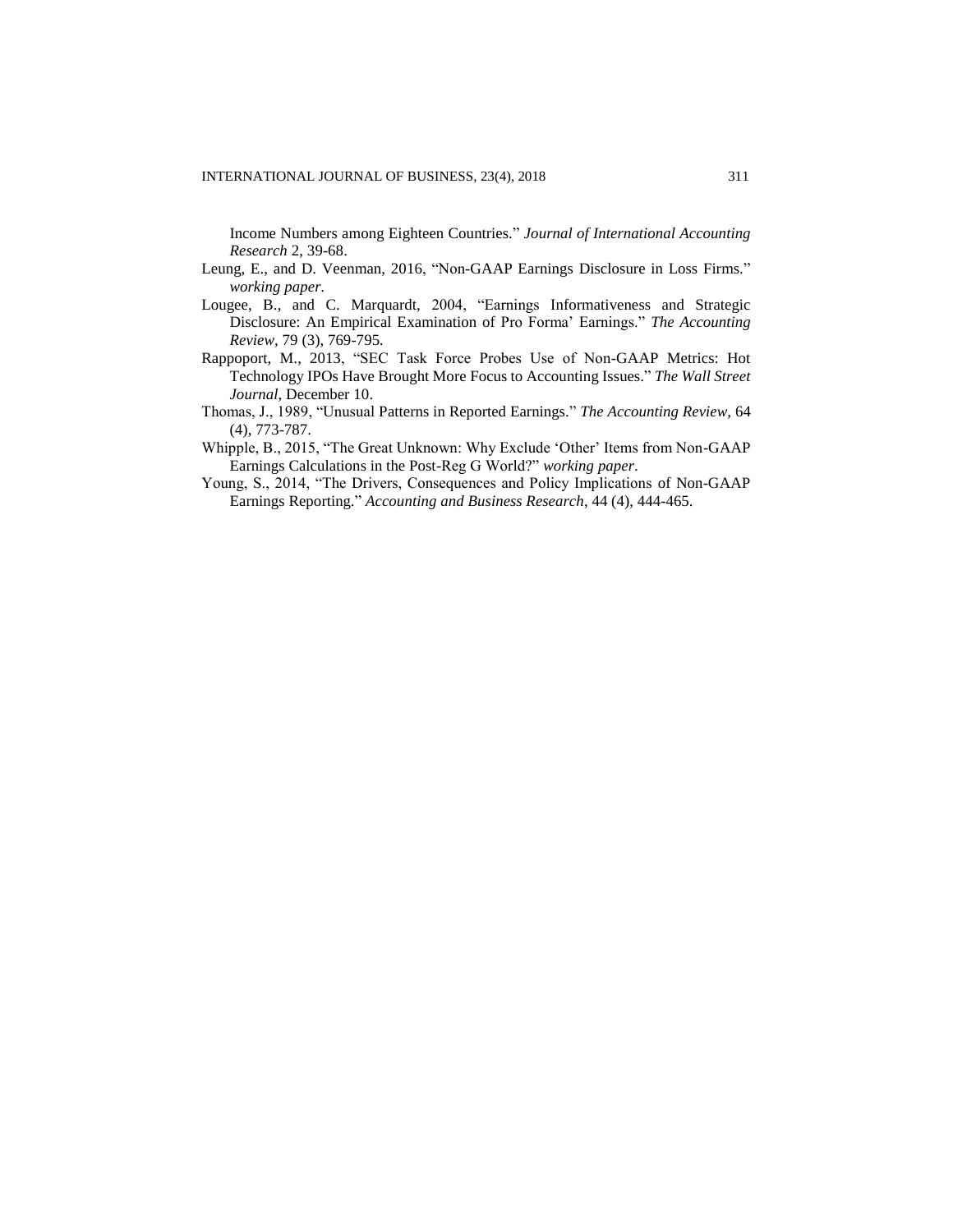Income Numbers among Eighteen Countries." *Journal of International Accounting Research* 2, 39-68.

Leung, E., and D. Veenman, 2016, "Non-GAAP Earnings Disclosure in Loss Firms." *working paper.*

Lougee, B., and C. Marquardt, 2004, "Earnings Informativeness and Strategic Disclosure: An Empirical Examination of Pro Forma' Earnings." *The Accounting Review*, 79 (3), 769-795.

Rappoport, M., 2013, "SEC Task Force Probes Use of Non-GAAP Metrics: Hot Technology IPOs Have Brought More Focus to Accounting Issues." *The Wall Street Journal*, December 10.

Thomas, J., 1989, "Unusual Patterns in Reported Earnings." *The Accounting Review*, 64 (4), 773-787.

Whipple, B., 2015, "The Great Unknown: Why Exclude 'Other' Items from Non-GAAP Earnings Calculations in the Post-Reg G World?" *working paper*.

Young, S., 2014, "The Drivers, Consequences and Policy Implications of Non-GAAP Earnings Reporting." *Accounting and Business Research*, 44 (4), 444-465.